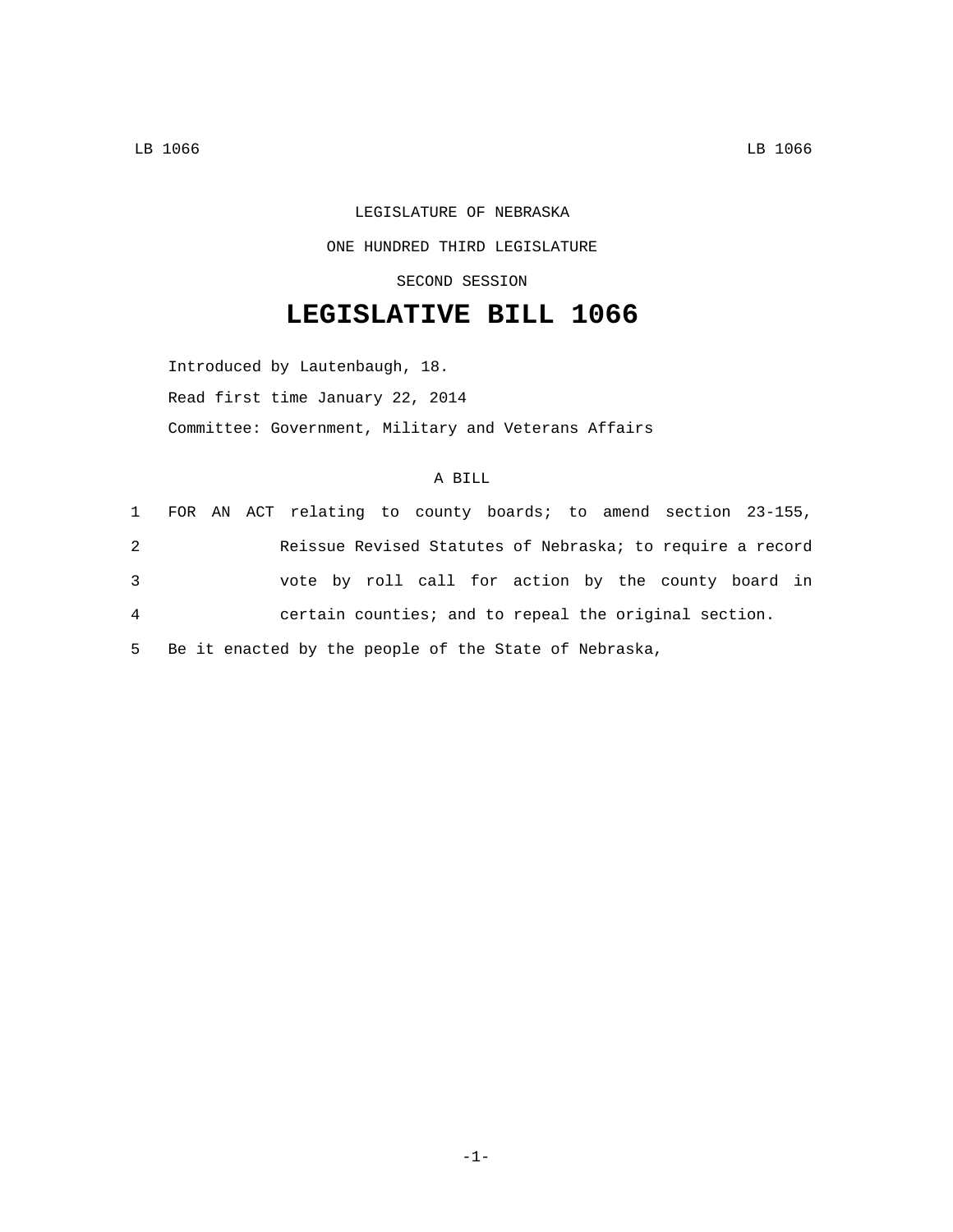LEGISLATURE OF NEBRASKA

ONE HUNDRED THIRD LEGISLATURE

SECOND SESSION

# LEGISLATIVE BILL 1066

Introduced by Lautenbaugh, 18.

Read first time January 22, 2014

Committee: Government, Military and Veterans Affairs

A BILL

1 FOR AN ACT relating to county boards; to amend section 23-155,
2 Reissue Revised Statutes of Nebraska; to require a record
3 vote by roll call for action by the county board in
4 certain counties; and to repeal the original section.
5 Be it enacted by the people of the State of Nebraska,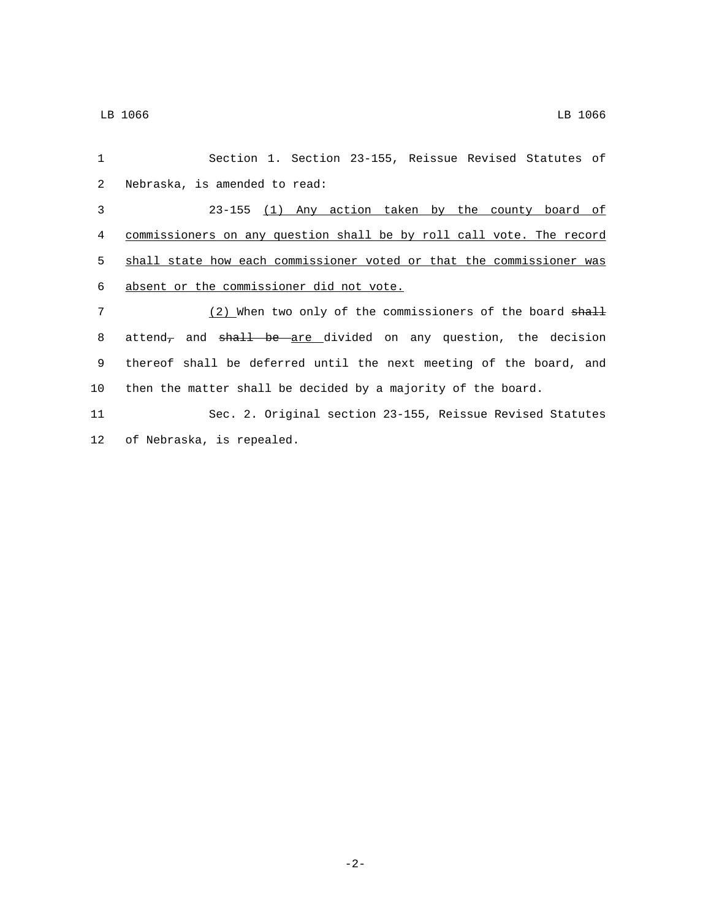Section 1. Section 23-155, Reissue Revised Statutes of Nebraska, is amended to read:

23-155 <u>(1) Any action taken by the county board of commissioners on any question shall be by roll call vote. The record shall state how each commissioner voted or that the commissioner was absent or the commissioner did not vote.</u>

<u>(2)</u> When two only of the commissioners of the board ~~shall~~ attend~~,~~ and ~~shall be~~ <u>are</u> divided on any question, the decision thereof shall be deferred until the next meeting of the board, and then the matter shall be decided by a majority of the board.

Sec. 2. Original section 23-155, Reissue Revised Statutes of Nebraska, is repealed.